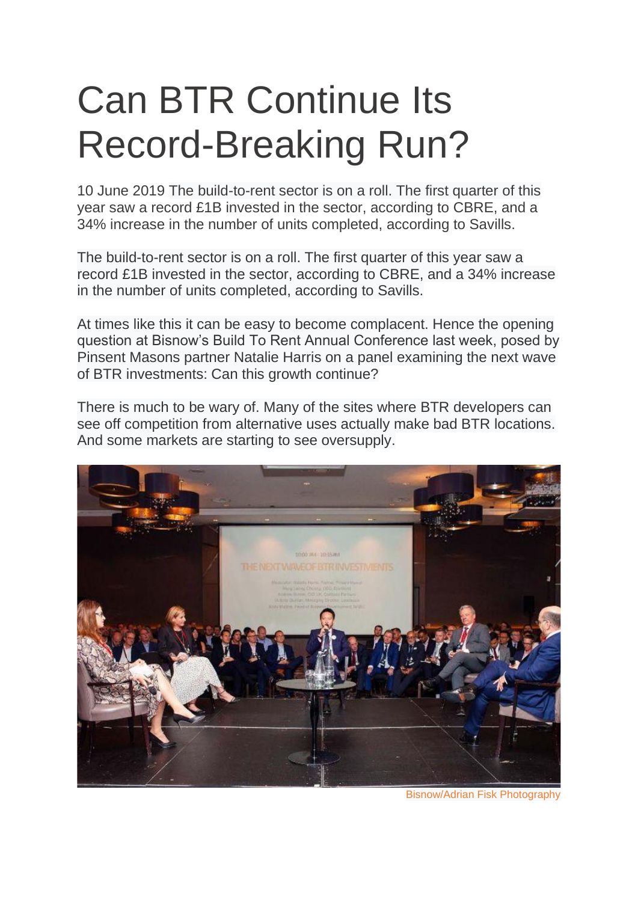# Can BTR Continue Its Record-Breaking Run?

10 June 2019 The build-to-rent sector is on a roll. The first quarter of this year saw a record £1B invested in the sector, according to CBRE, and a 34% increase in the number of units completed, according to Savills.

The build-to-rent sector is on a roll. The first quarter of this year saw a record £1B invested in the sector, according to CBRE, and a 34% increase in the number of units completed, according to Savills.

At times like this it can be easy to become complacent. Hence the opening question at Bisnow's Build To Rent Annual Conference last week, posed by Pinsent Masons partner Natalie Harris on a panel examining the next wave of BTR investments: Can this growth continue?

There is much to be wary of. Many of the sites where BTR developers can see off competition from alternative uses actually make bad BTR locations. And some markets are starting to see oversupply.

Bisnow/Adrian Fisk Photography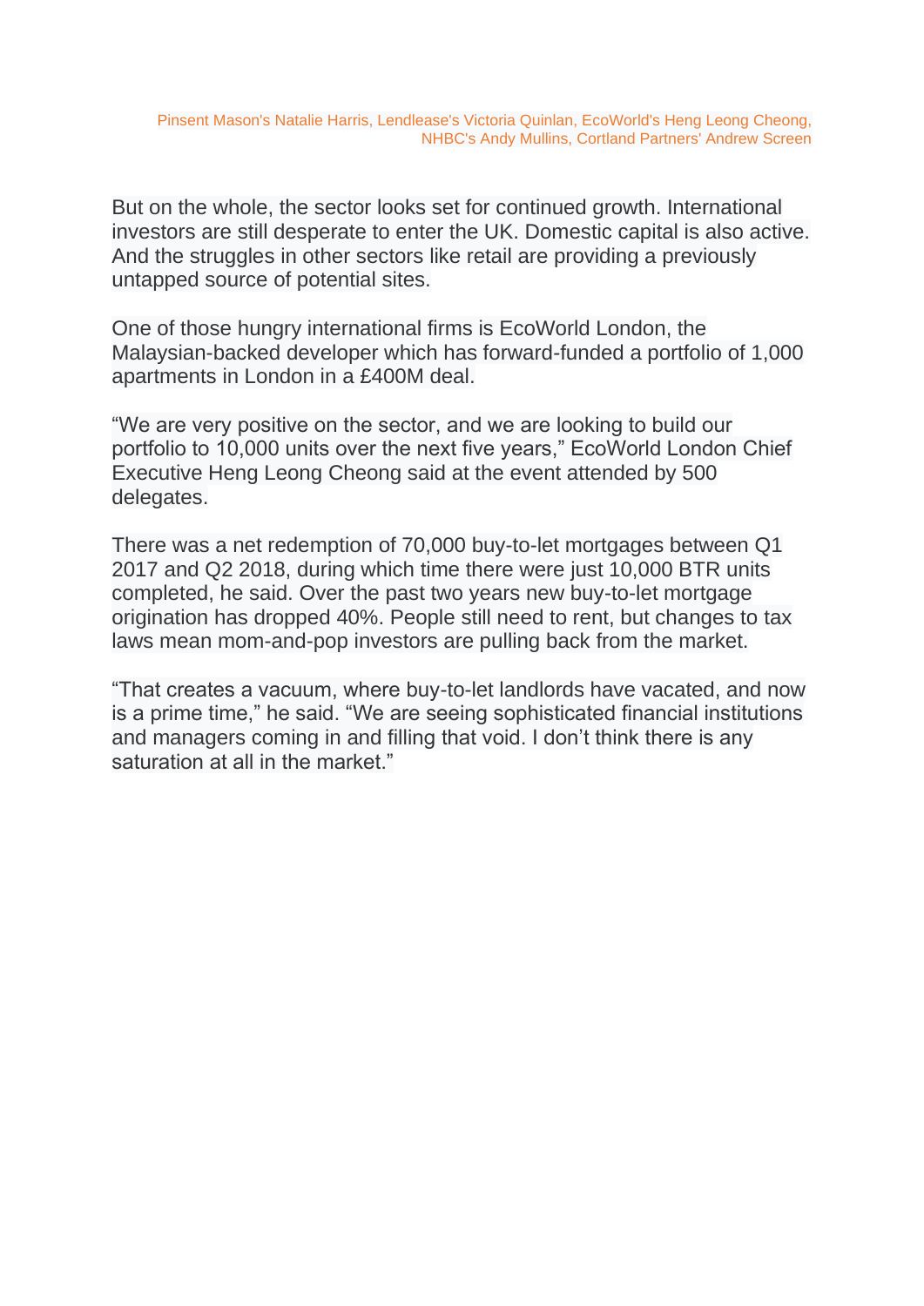Pinsent Mason's Natalie Harris, Lendlease's Victoria Quinlan, EcoWorld's Heng Leong Cheong, NHBC's Andy Mullins, Cortland Partners' Andrew Screen

But on the whole, the sector looks set for continued growth. International investors are still desperate to enter the UK. Domestic capital is also active. And the struggles in other sectors like retail are providing a previously untapped source of potential sites.

One of those hungry international firms is EcoWorld London, the Malaysian-backed developer which has forward-funded a portfolio of 1,000 apartments in London in a £400M deal.

"We are very positive on the sector, and we are looking to build our portfolio to 10,000 units over the next five years," EcoWorld London Chief Executive Heng Leong Cheong said at the event attended by 500 delegates.

There was a net redemption of 70,000 buy-to-let mortgages between Q1 2017 and Q2 2018, during which time there were just 10,000 BTR units completed, he said. Over the past two years new buy-to-let mortgage origination has dropped 40%. People still need to rent, but changes to tax laws mean mom-and-pop investors are pulling back from the market.

"That creates a vacuum, where buy-to-let landlords have vacated, and now is a prime time," he said. "We are seeing sophisticated financial institutions and managers coming in and filling that void. I don't think there is any saturation at all in the market."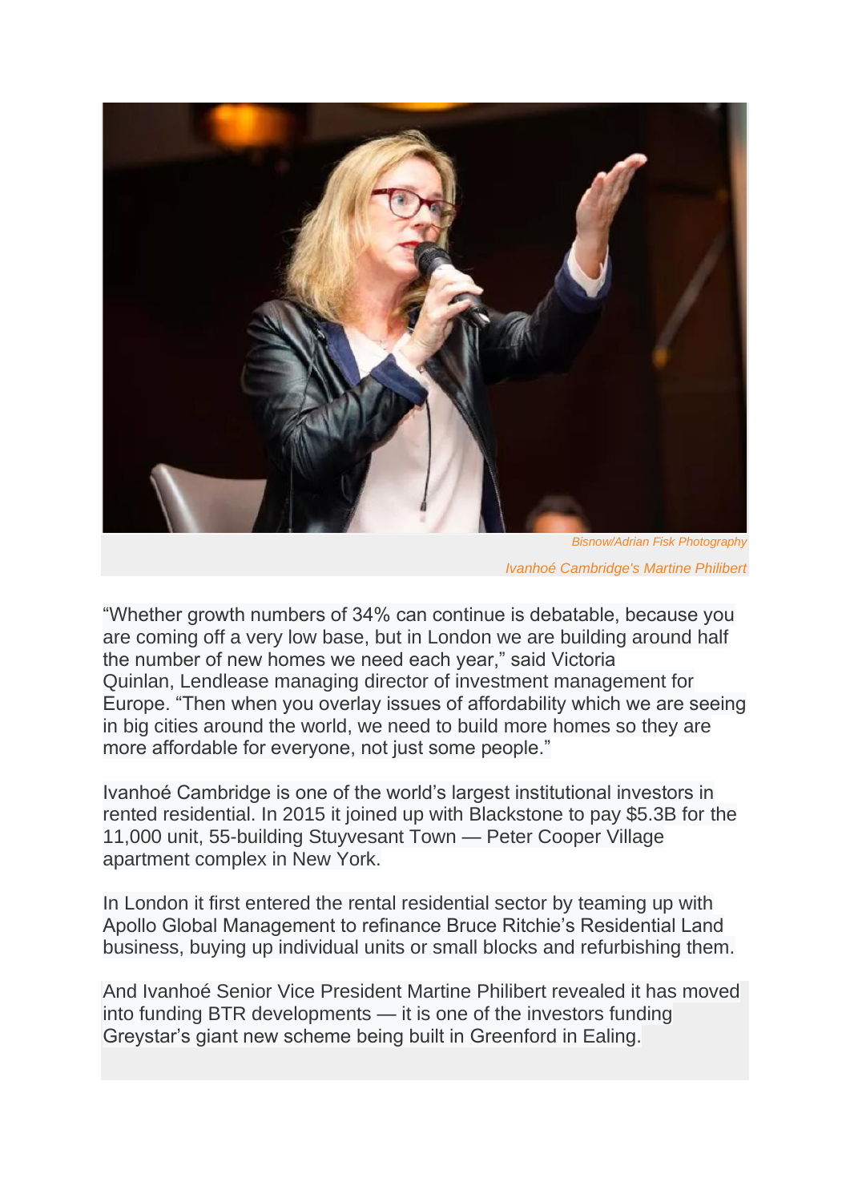*Bisnow/Adrian Fisk Photography*

*Ivanhoé Cambridge's Martine Philibert*

“Whether growth numbers of 34% can continue is debatable, because you are coming off a very low base, but in London we are building around half the number of new homes we need each year,” said Victoria Quinlan, Lendlease managing director of investment management for Europe. “Then when you overlay issues of affordability which we are seeing in big cities around the world, we need to build more homes so they are more affordable for everyone, not just some people.”

Ivanhoé Cambridge is one of the world’s largest institutional investors in rented residential. In 2015 it joined up with Blackstone to pay $5.3B for the 11,000 unit, 55-building Stuyvesant Town — Peter Cooper Village apartment complex in New York.

In London it first entered the rental residential sector by teaming up with Apollo Global Management to refinance Bruce Ritchie’s Residential Land business, buying up individual units or small blocks and refurbishing them.

And Ivanhoé Senior Vice President Martine Philibert revealed it has moved into funding BTR developments — it is one of the investors funding Greystar’s giant new scheme being built in Greenford in Ealing.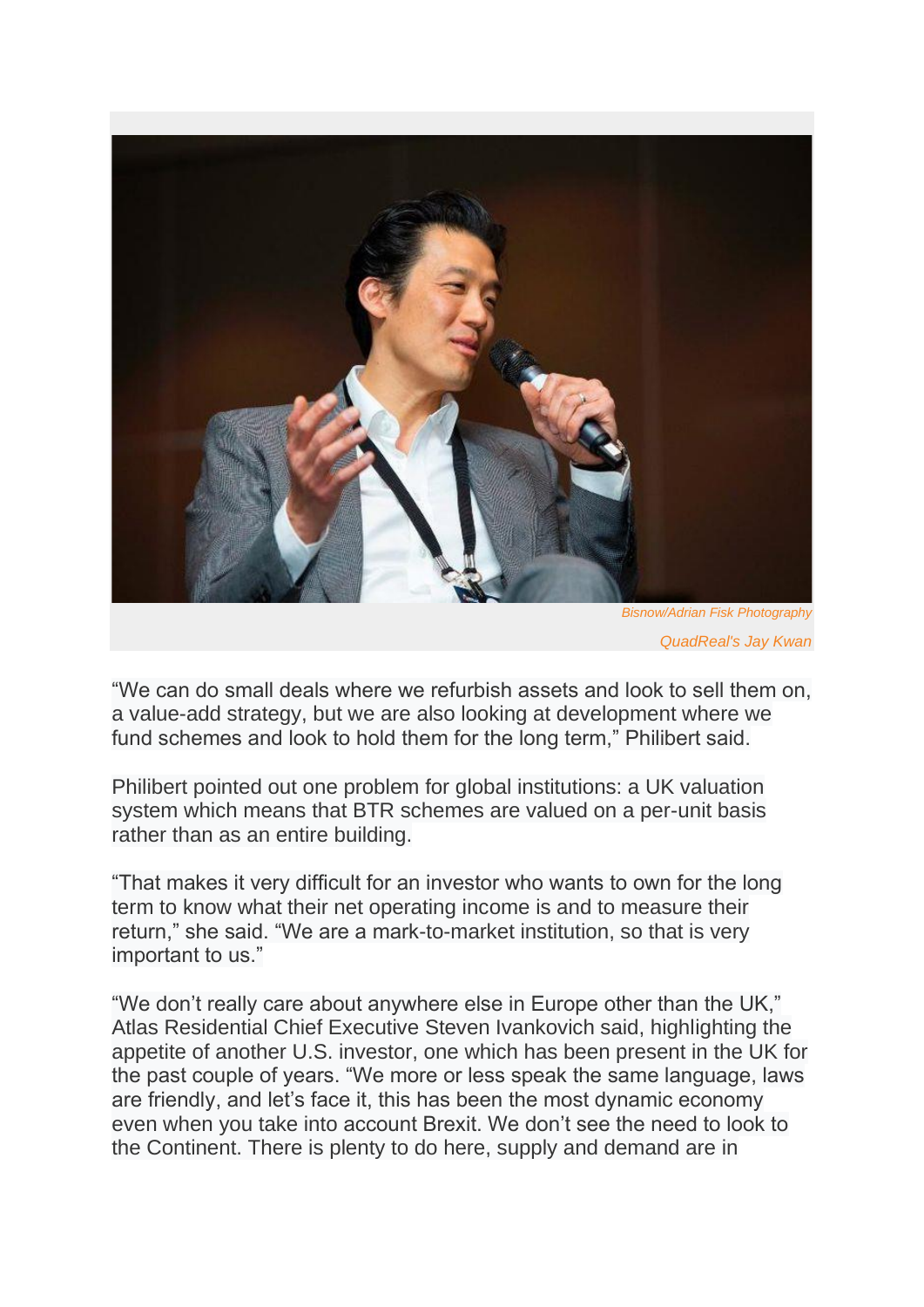Bisnow/Adrian Fisk Photography

QuadReal's Jay Kwan

"We can do small deals where we refurbish assets and look to sell them on, a value-add strategy, but we are also looking at development where we fund schemes and look to hold them for the long term," Philibert said.

Philibert pointed out one problem for global institutions: a UK valuation system which means that BTR schemes are valued on a per-unit basis rather than as an entire building.

"That makes it very difficult for an investor who wants to own for the long term to know what their net operating income is and to measure their return," she said. "We are a mark-to-market institution, so that is very important to us."

"We don't really care about anywhere else in Europe other than the UK," Atlas Residential Chief Executive Steven Ivankovich said, highlighting the appetite of another U.S. investor, one which has been present in the UK for the past couple of years. "We more or less speak the same language, laws are friendly, and let's face it, this has been the most dynamic economy even when you take into account Brexit. We don't see the need to look to the Continent. There is plenty to do here, supply and demand are in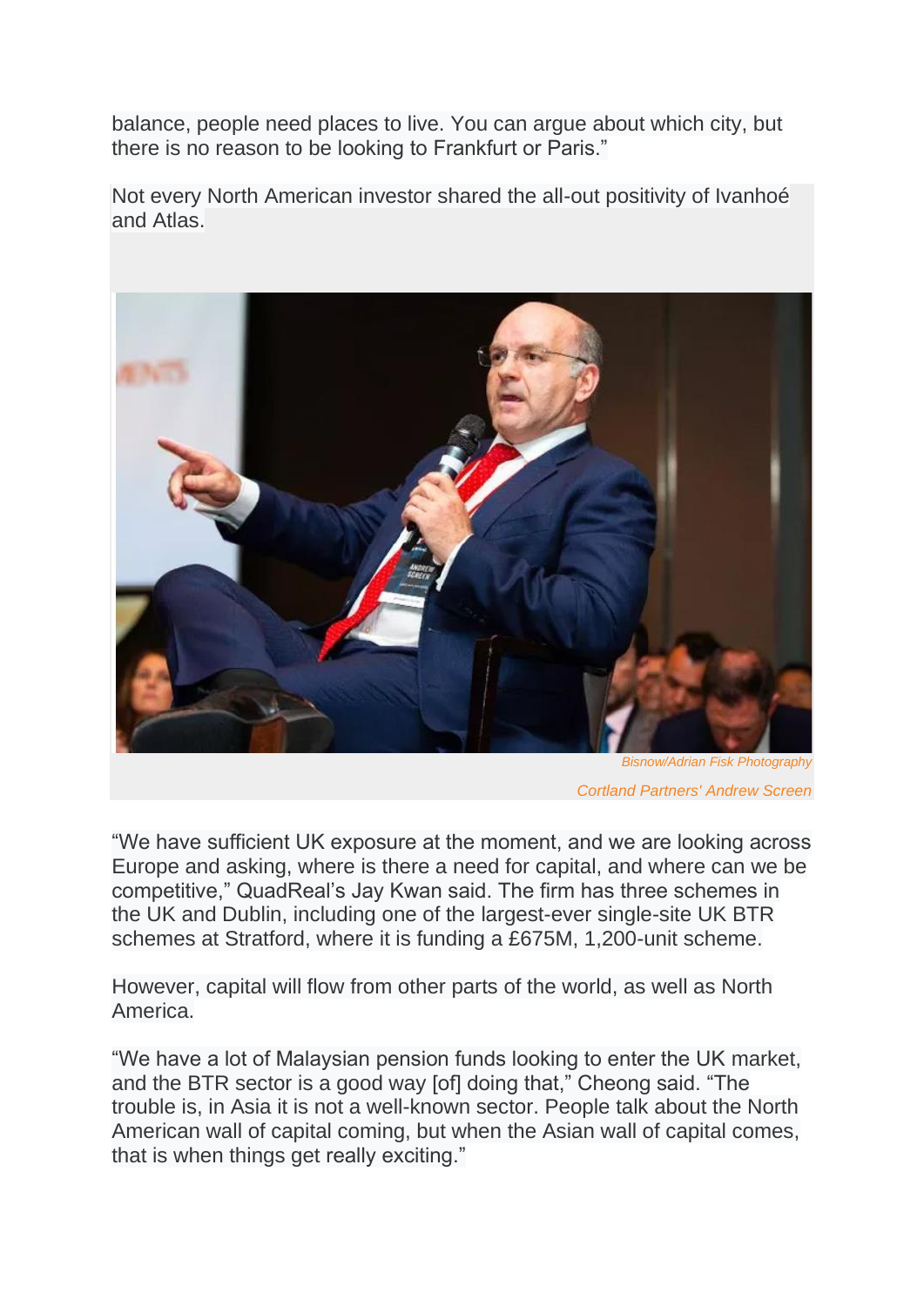balance, people need places to live. You can argue about which city, but there is no reason to be looking to Frankfurt or Paris."

Not every North American investor shared the all-out positivity of Ivanhoé and Atlas.

*Bisnow/Adrian Fisk Photography*

*Cortland Partners' Andrew Screen*

"We have sufficient UK exposure at the moment, and we are looking across Europe and asking, where is there a need for capital, and where can we be competitive," QuadReal's Jay Kwan said. The firm has three schemes in the UK and Dublin, including one of the largest-ever single-site UK BTR schemes at Stratford, where it is funding a £675M, 1,200-unit scheme.

However, capital will flow from other parts of the world, as well as North America.

"We have a lot of Malaysian pension funds looking to enter the UK market, and the BTR sector is a good way [of] doing that," Cheong said. "The trouble is, in Asia it is not a well-known sector. People talk about the North American wall of capital coming, but when the Asian wall of capital comes, that is when things get really exciting."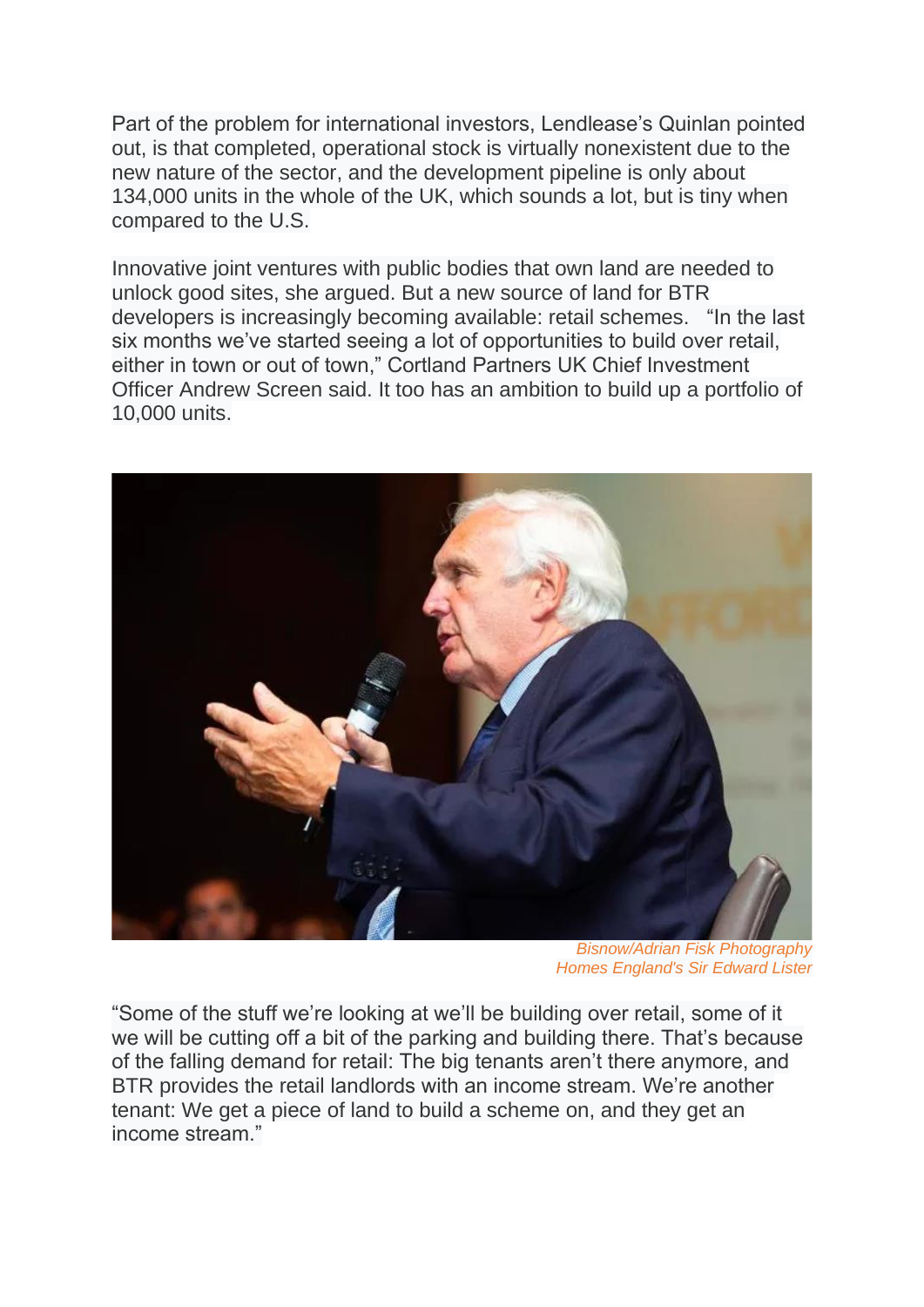Part of the problem for international investors, Lendlease's Quinlan pointed out, is that completed, operational stock is virtually nonexistent due to the new nature of the sector, and the development pipeline is only about 134,000 units in the whole of the UK, which sounds a lot, but is tiny when compared to the U.S.

Innovative joint ventures with public bodies that own land are needed to unlock good sites, she argued. But a new source of land for BTR developers is increasingly becoming available: retail schemes. "In the last six months we've started seeing a lot of opportunities to build over retail, either in town or out of town," Cortland Partners UK Chief Investment Officer Andrew Screen said. It too has an ambition to build up a portfolio of 10,000 units.

*Bisnow/Adrian Fisk Photography*
*Homes England's Sir Edward Lister*

"Some of the stuff we're looking at we'll be building over retail, some of it we will be cutting off a bit of the parking and building there. That's because of the falling demand for retail: The big tenants aren't there anymore, and BTR provides the retail landlords with an income stream. We're another tenant: We get a piece of land to build a scheme on, and they get an income stream."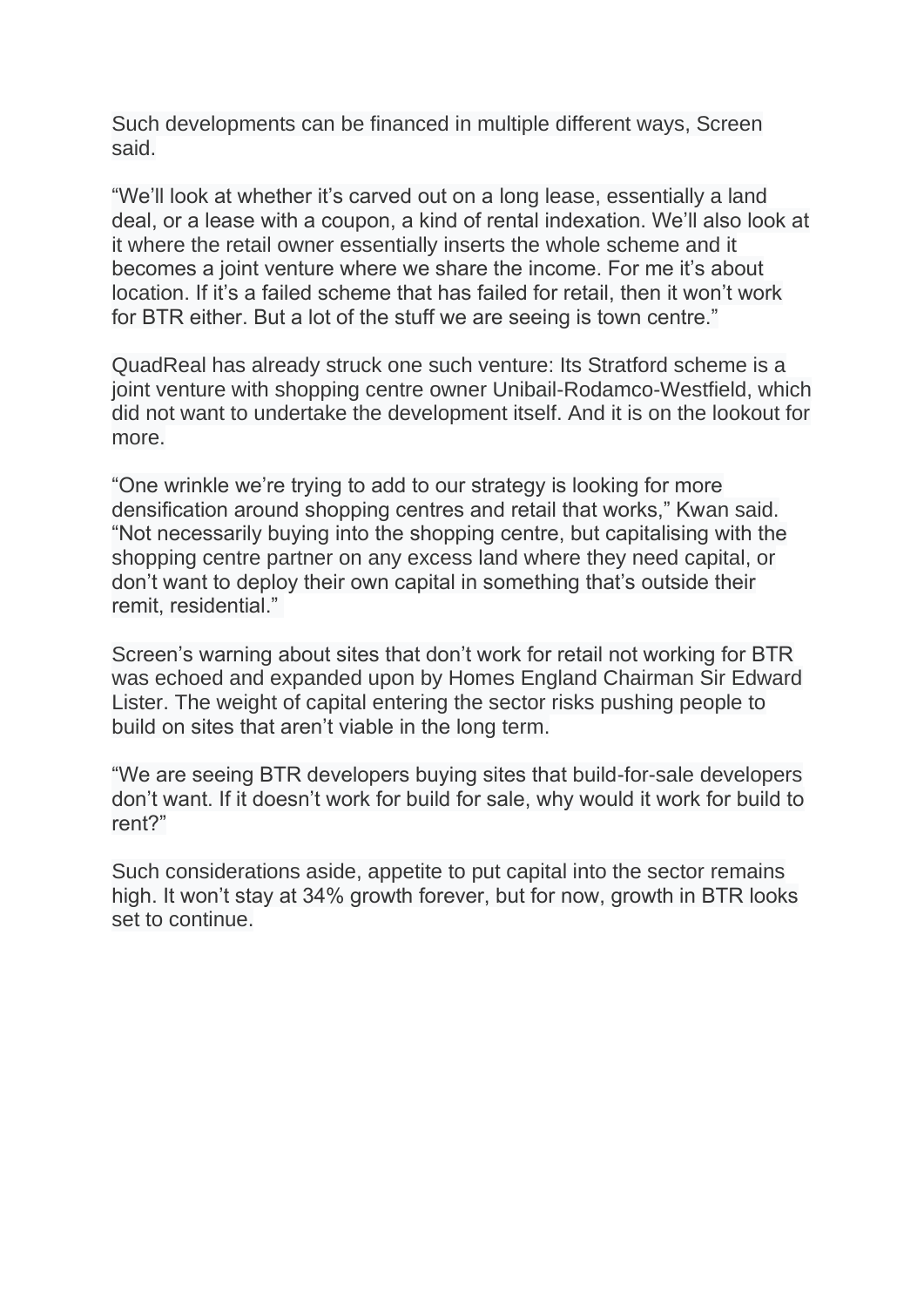Such developments can be financed in multiple different ways, Screen said.

“We’ll look at whether it’s carved out on a long lease, essentially a land deal, or a lease with a coupon, a kind of rental indexation. We’ll also look at it where the retail owner essentially inserts the whole scheme and it becomes a joint venture where we share the income. For me it’s about location. If it’s a failed scheme that has failed for retail, then it won’t work for BTR either. But a lot of the stuff we are seeing is town centre.”

QuadReal has already struck one such venture: Its Stratford scheme is a joint venture with shopping centre owner Unibail-Rodamco-Westfield, which did not want to undertake the development itself. And it is on the lookout for more.

“One wrinkle we’re trying to add to our strategy is looking for more densification around shopping centres and retail that works,” Kwan said. “Not necessarily buying into the shopping centre, but capitalising with the shopping centre partner on any excess land where they need capital, or don’t want to deploy their own capital in something that’s outside their remit, residential.”

Screen’s warning about sites that don’t work for retail not working for BTR was echoed and expanded upon by Homes England Chairman Sir Edward Lister. The weight of capital entering the sector risks pushing people to build on sites that aren’t viable in the long term.

“We are seeing BTR developers buying sites that build-for-sale developers don’t want. If it doesn’t work for build for sale, why would it work for build to rent?”

Such considerations aside, appetite to put capital into the sector remains high. It won’t stay at 34% growth forever, but for now, growth in BTR looks set to continue.